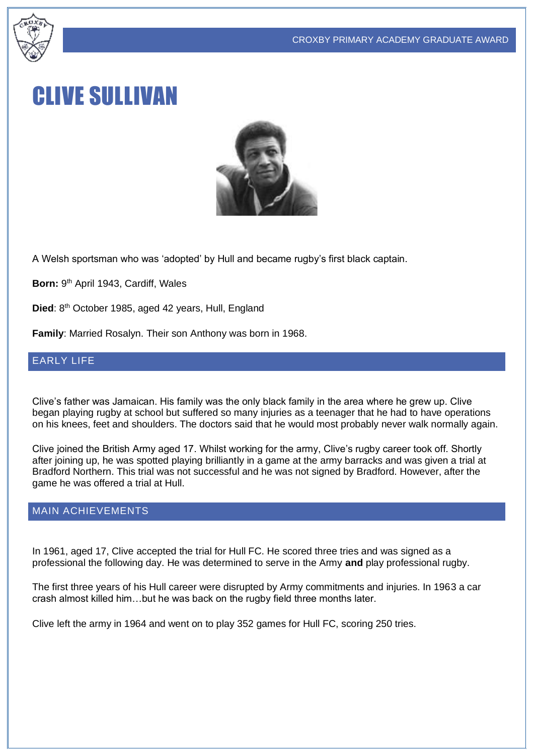# CLIVE SULLIVAN

A Welsh sportsman who was 'adopted' by Hull and became rugby's first black captain.

**Born:** 9th April 1943, Cardiff, Wales

**Died**: 8th October 1985, aged 42 years, Hull, England

**Family**: Married Rosalyn. Their son Anthony was born in 1968.

## EARLY LIFE

Clive's father was Jamaican. His family was the only black family in the area where he grew up. Clive began playing rugby at school but suffered so many injuries as a teenager that he had to have operations on his knees, feet and shoulders. The doctors said that he would most probably never walk normally again.

Clive joined the British Army aged 17. Whilst working for the army, Clive's rugby career took off. Shortly after joining up, he was spotted playing brilliantly in a game at the army barracks and was given a trial at Bradford Northern. This trial was not successful and he was not signed by Bradford. However, after the game he was offered a trial at Hull.

## MAIN ACHIEVEMENTS

In 1961, aged 17, Clive accepted the trial for Hull FC. He scored three tries and was signed as a professional the following day. He was determined to serve in the Army **and** play professional rugby.

The first three years of his Hull career were disrupted by Army commitments and injuries. In 1963 a car crash almost killed him…but he was back on the rugby field three months later.

Clive left the army in 1964 and went on to play 352 games for Hull FC, scoring 250 tries.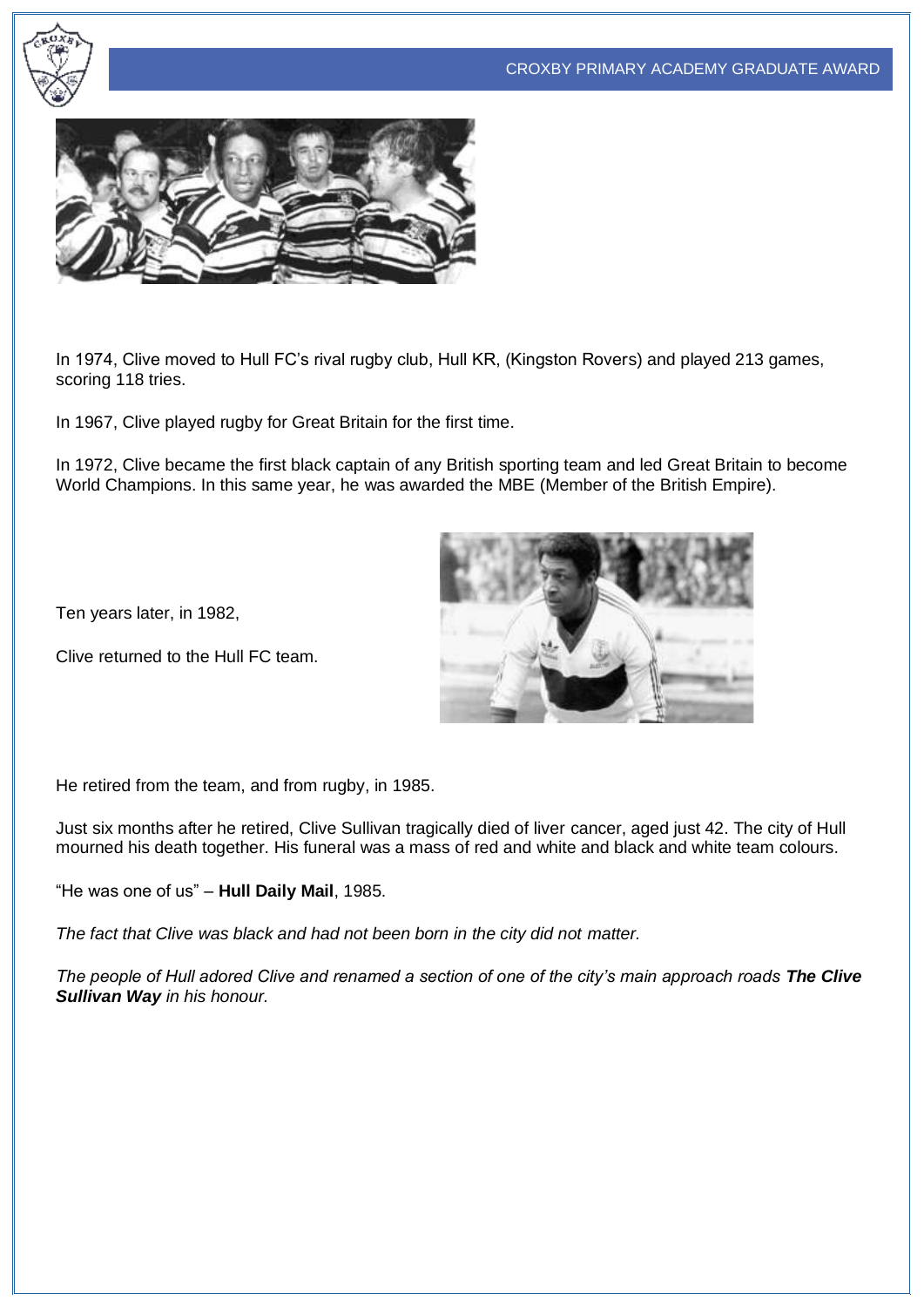In 1974, Clive moved to Hull FC's rival rugby club, Hull KR, (Kingston Rovers) and played 213 games, scoring 118 tries.

In 1967, Clive played rugby for Great Britain for the first time.

In 1972, Clive became the first black captain of any British sporting team and led Great Britain to become World Champions. In this same year, he was awarded the MBE (Member of the British Empire).

Ten years later, in 1982,

Clive returned to the Hull FC team.

He retired from the team, and from rugby, in 1985.

Just six months after he retired, Clive Sullivan tragically died of liver cancer, aged just 42. The city of Hull mourned his death together. His funeral was a mass of red and white and black and white team colours.

"He was one of us" – **Hull Daily Mail**, 1985.

*The fact that Clive was black and had not been born in the city did not matter.*

*The people of Hull adored Clive and renamed a section of one of the city's main approach roads **The Clive Sullivan Way** in his honour.*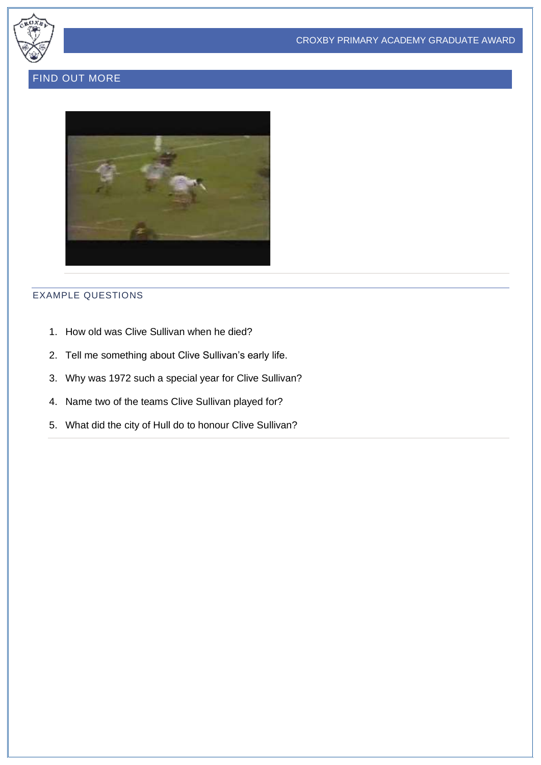## FIND OUT MORE

## EXAMPLE QUESTIONS

1. How old was Clive Sullivan when he died?
2. Tell me something about Clive Sullivan's early life.
3. Why was 1972 such a special year for Clive Sullivan?
4. Name two of the teams Clive Sullivan played for?
5. What did the city of Hull do to honour Clive Sullivan?